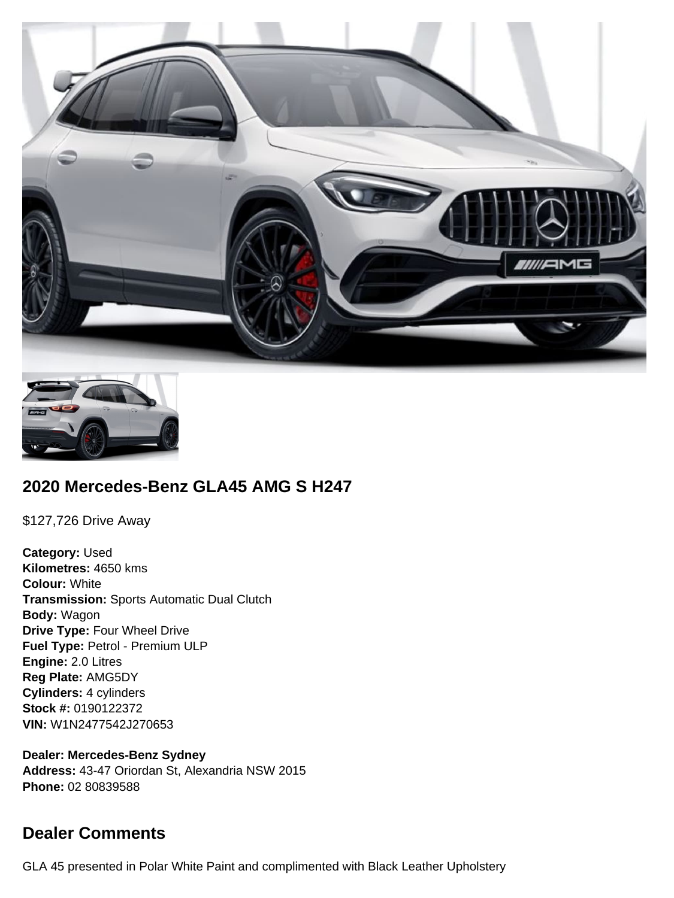## 2020 Mercedes-Benz GLA45 AMG S H247

$127,726 Drive Away

**Category:** Used
**Kilometres:** 4650 kms
**Colour:** White
**Transmission:** Sports Automatic Dual Clutch
**Body:** Wagon
**Drive Type:** Four Wheel Drive
**Fuel Type:** Petrol - Premium ULP
**Engine:** 2.0 Litres
**Reg Plate:** AMG5DY
**Cylinders:** 4 cylinders
**Stock #:** 0190122372
**VIN:** W1N2477542J270653

**Dealer: Mercedes-Benz Sydney**
**Address:** 43-47 Oriordan St, Alexandria NSW 2015
**Phone:** 02 80839588

## Dealer Comments

GLA 45 presented in Polar White Paint and complimented with Black Leather Upholstery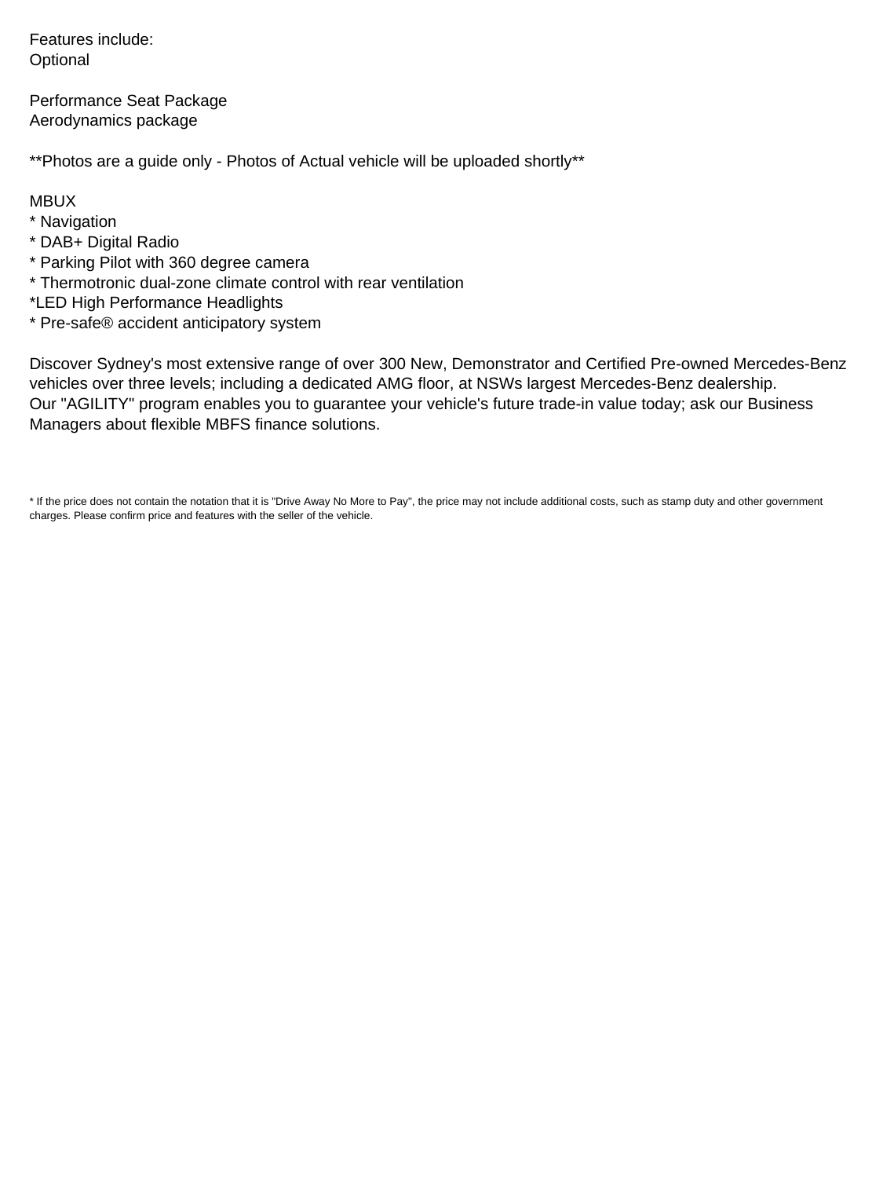Features include:
Optional

Performance Seat Package
Aerodynamics package

**Photos are a guide only - Photos of Actual vehicle will be uploaded shortly**

MBUX
* Navigation
* DAB+ Digital Radio
* Parking Pilot with 360 degree camera
* Thermotronic dual-zone climate control with rear ventilation
*LED High Performance Headlights
* Pre-safe® accident anticipatory system

Discover Sydney's most extensive range of over 300 New, Demonstrator and Certified Pre-owned Mercedes-Benz vehicles over three levels; including a dedicated AMG floor, at NSWs largest Mercedes-Benz dealership.
Our "AGILITY" program enables you to guarantee your vehicle's future trade-in value today; ask our Business Managers about flexible MBFS finance solutions.

* If the price does not contain the notation that it is "Drive Away No More to Pay", the price may not include additional costs, such as stamp duty and other government charges. Please confirm price and features with the seller of the vehicle.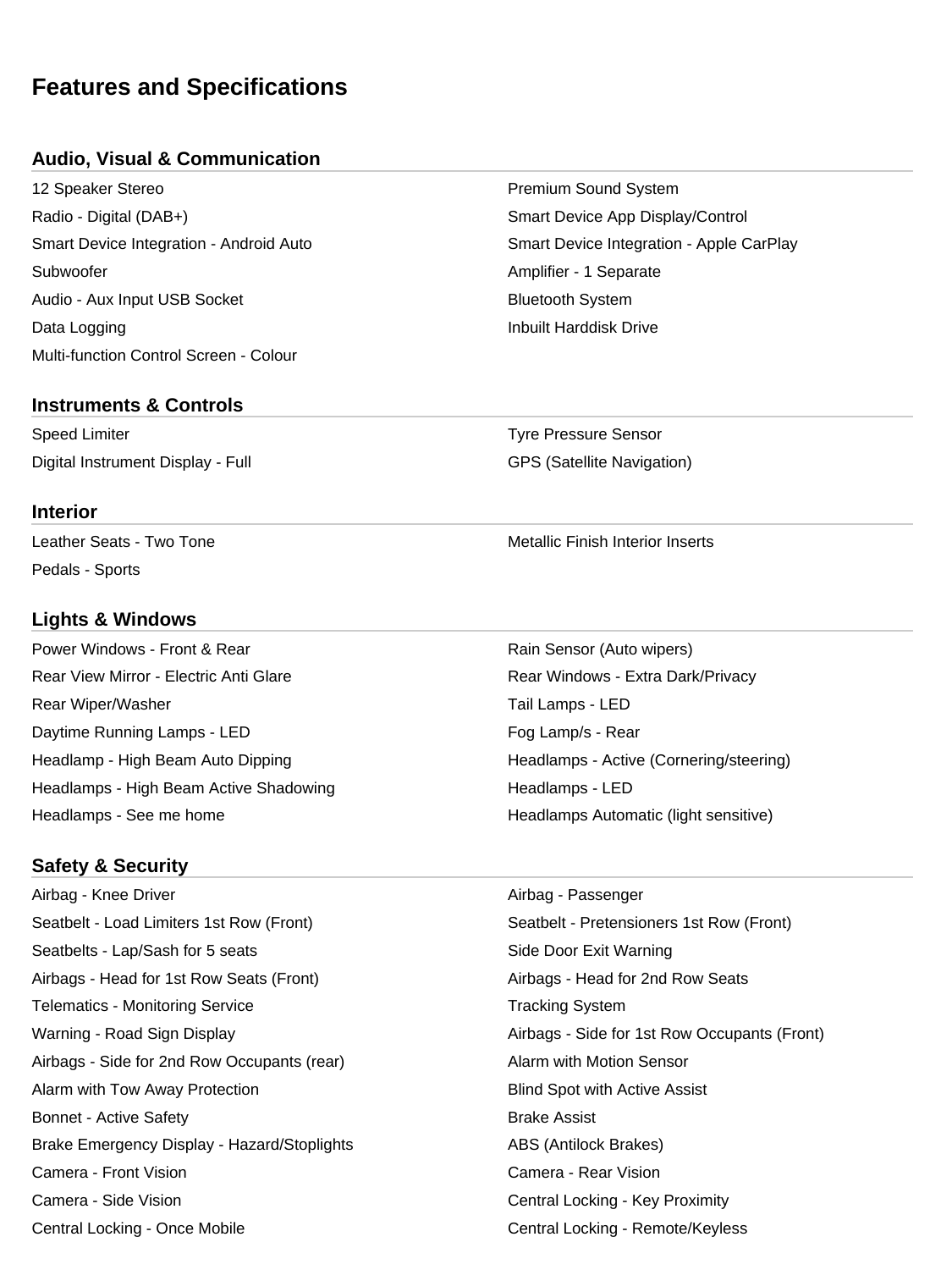# Features and Specifications

## Audio, Visual & Communication

- 12 Speaker Stereo
- Premium Sound System
- Radio - Digital (DAB+)
- Smart Device App Display/Control
- Smart Device Integration - Android Auto
- Smart Device Integration - Apple CarPlay
- Subwoofer
- Amplifier - 1 Separate
- Audio - Aux Input USB Socket
- Bluetooth System
- Data Logging
- Inbuilt Harddisk Drive
- Multi-function Control Screen - Colour

## Instruments & Controls

- Speed Limiter
- Tyre Pressure Sensor
- Digital Instrument Display - Full
- GPS (Satellite Navigation)

## Interior

- Leather Seats - Two Tone
- Metallic Finish Interior Inserts
- Pedals - Sports

## Lights & Windows

- Power Windows - Front & Rear
- Rain Sensor (Auto wipers)
- Rear View Mirror - Electric Anti Glare
- Rear Windows - Extra Dark/Privacy
- Rear Wiper/Washer
- Tail Lamps - LED
- Daytime Running Lamps - LED
- Fog Lamp/s - Rear
- Headlamp - High Beam Auto Dipping
- Headlamps - Active (Cornering/steering)
- Headlamps - High Beam Active Shadowing
- Headlamps - LED
- Headlamps - See me home
- Headlamps Automatic (light sensitive)

## Safety & Security

- Airbag - Knee Driver
- Airbag - Passenger
- Seatbelt - Load Limiters 1st Row (Front)
- Seatbelt - Pretensioners 1st Row (Front)
- Seatbelts - Lap/Sash for 5 seats
- Side Door Exit Warning
- Airbags - Head for 1st Row Seats (Front)
- Airbags - Head for 2nd Row Seats
- Telematics - Monitoring Service
- Tracking System
- Warning - Road Sign Display
- Airbags - Side for 1st Row Occupants (Front)
- Airbags - Side for 2nd Row Occupants (rear)
- Alarm with Motion Sensor
- Alarm with Tow Away Protection
- Blind Spot with Active Assist
- Bonnet - Active Safety
- Brake Assist
- Brake Emergency Display - Hazard/Stoplights
- ABS (Antilock Brakes)
- Camera - Front Vision
- Camera - Rear Vision
- Camera - Side Vision
- Central Locking - Key Proximity
- Central Locking - Once Mobile
- Central Locking - Remote/Keyless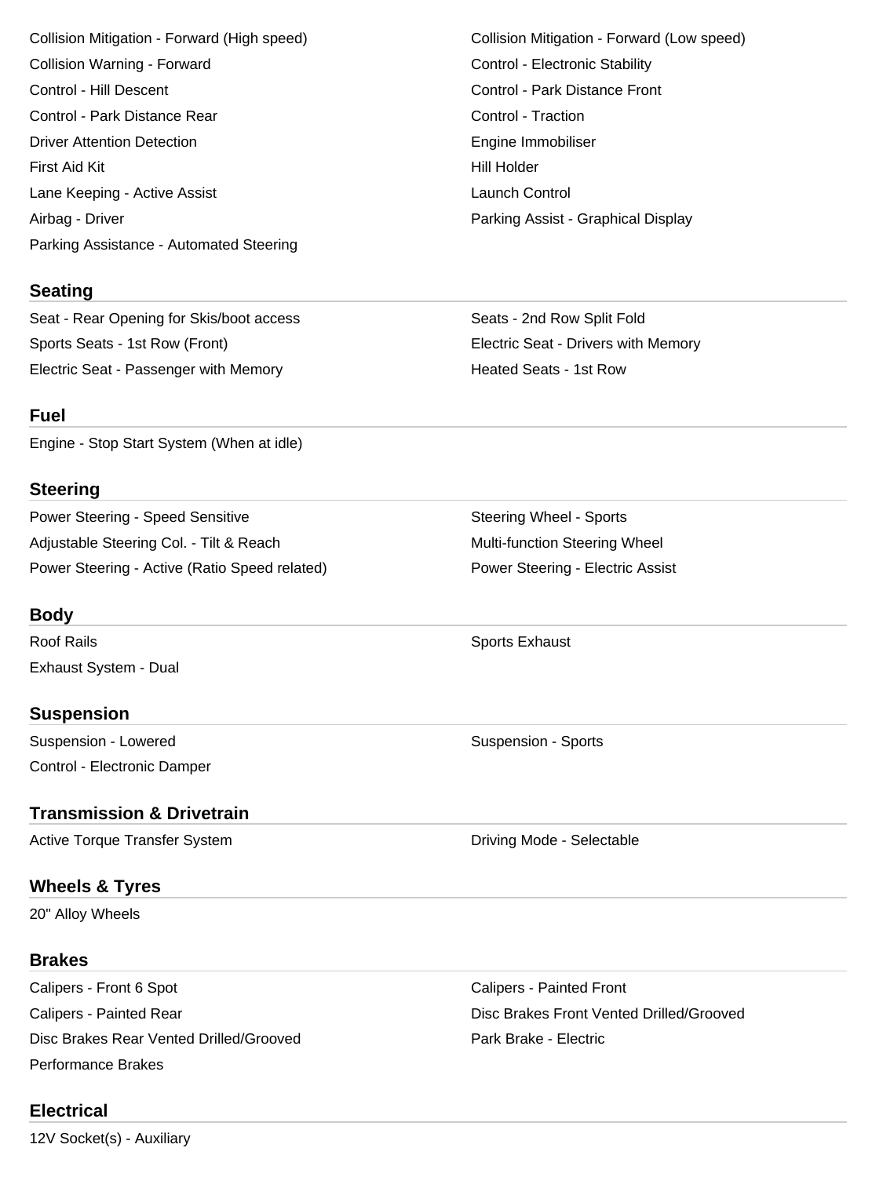- Collision Mitigation - Forward (High speed)
- Collision Mitigation - Forward (Low speed)
- Collision Warning - Forward
- Control - Electronic Stability
- Control - Hill Descent
- Control - Park Distance Front
- Control - Park Distance Rear
- Control - Traction
- Driver Attention Detection
- Engine Immobiliser
- First Aid Kit
- Hill Holder
- Lane Keeping - Active Assist
- Launch Control
- Airbag - Driver
- Parking Assist - Graphical Display
- Parking Assistance - Automated Steering

## Seating

- Seat - Rear Opening for Skis/boot access
- Seats - 2nd Row Split Fold
- Sports Seats - 1st Row (Front)
- Electric Seat - Drivers with Memory
- Electric Seat - Passenger with Memory
- Heated Seats - 1st Row

## Fuel

- Engine - Stop Start System (When at idle)

## Steering

- Power Steering - Speed Sensitive
- Steering Wheel - Sports
- Adjustable Steering Col. - Tilt & Reach
- Multi-function Steering Wheel
- Power Steering - Active (Ratio Speed related)
- Power Steering - Electric Assist

## Body

- Roof Rails
- Sports Exhaust
- Exhaust System - Dual

## Suspension

- Suspension - Lowered
- Suspension - Sports
- Control - Electronic Damper

## Transmission & Drivetrain

- Active Torque Transfer System
- Driving Mode - Selectable

## Wheels & Tyres

- 20" Alloy Wheels

## Brakes

- Calipers - Front 6 Spot
- Calipers - Painted Front
- Calipers - Painted Rear
- Disc Brakes Front Vented Drilled/Grooved
- Disc Brakes Rear Vented Drilled/Grooved
- Park Brake - Electric
- Performance Brakes

## Electrical

- 12V Socket(s) - Auxiliary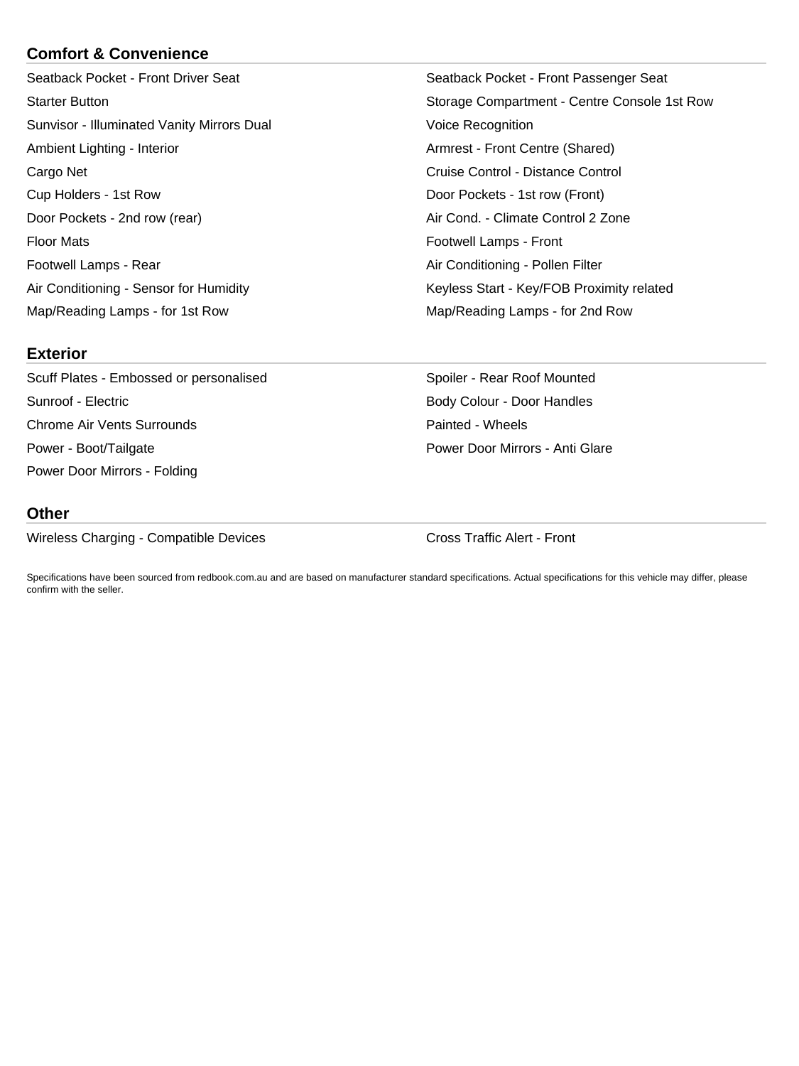## Comfort & Convenience

- Seatback Pocket - Front Driver Seat
- Seatback Pocket - Front Passenger Seat
- Starter Button
- Storage Compartment - Centre Console 1st Row
- Sunvisor - Illuminated Vanity Mirrors Dual
- Voice Recognition
- Ambient Lighting - Interior
- Armrest - Front Centre (Shared)
- Cargo Net
- Cruise Control - Distance Control
- Cup Holders - 1st Row
- Door Pockets - 1st row (Front)
- Door Pockets - 2nd row (rear)
- Air Cond. - Climate Control 2 Zone
- Floor Mats
- Footwell Lamps - Front
- Footwell Lamps - Rear
- Air Conditioning - Pollen Filter
- Air Conditioning - Sensor for Humidity
- Keyless Start - Key/FOB Proximity related
- Map/Reading Lamps - for 1st Row
- Map/Reading Lamps - for 2nd Row

## Exterior

- Scuff Plates - Embossed or personalised
- Spoiler - Rear Roof Mounted
- Sunroof - Electric
- Body Colour - Door Handles
- Chrome Air Vents Surrounds
- Painted - Wheels
- Power - Boot/Tailgate
- Power Door Mirrors - Anti Glare
- Power Door Mirrors - Folding

## Other

- Wireless Charging - Compatible Devices
- Cross Traffic Alert - Front

Specifications have been sourced from redbook.com.au and are based on manufacturer standard specifications. Actual specifications for this vehicle may differ, please confirm with the seller.